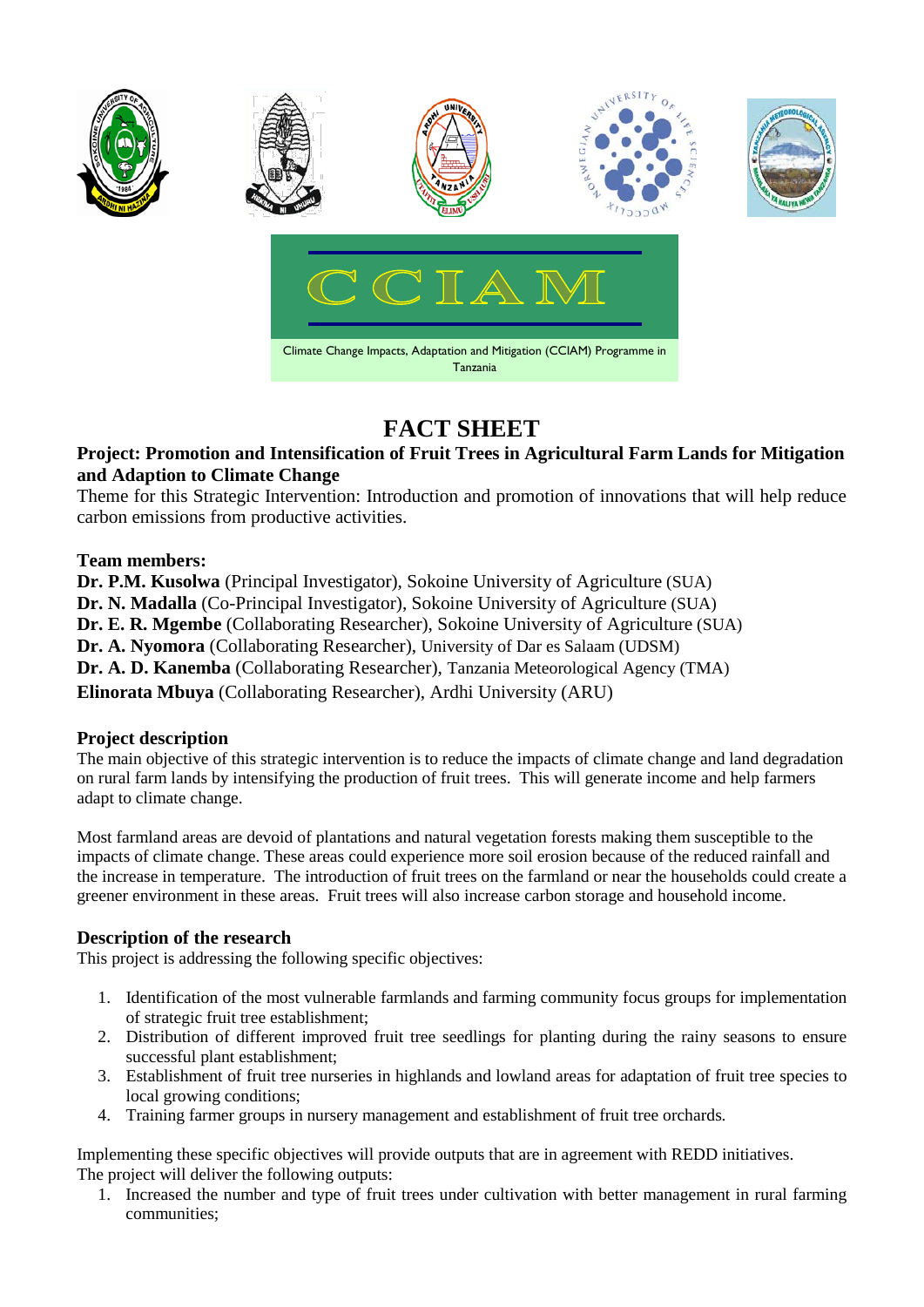CCIAM

Climate Change Impacts, Adaptation and Mitigation (CCIAM) Programme in Tanzania

# FACT SHEET

**Project: Promotion and Intensification of Fruit Trees in Agricultural Farm Lands for Mitigation and Adaption to Climate Change**

Theme for this Strategic Intervention: Introduction and promotion of innovations that will help reduce carbon emissions from productive activities.

**Team members:**

**Dr. P.M. Kusolwa** (Principal Investigator), Sokoine University of Agriculture (SUA)
**Dr. N. Madalla** (Co-Principal Investigator), Sokoine University of Agriculture (SUA)
**Dr. E. R. Mgembe** (Collaborating Researcher), Sokoine University of Agriculture (SUA)
**Dr. A. Nyomora** (Collaborating Researcher), University of Dar es Salaam (UDSM)
**Dr. A. D. Kanemba** (Collaborating Researcher), Tanzania Meteorological Agency (TMA)
**Elinorata Mbuya** (Collaborating Researcher), Ardhi University (ARU)

## Project description

The main objective of this strategic intervention is to reduce the impacts of climate change and land degradation on rural farm lands by intensifying the production of fruit trees. This will generate income and help farmers adapt to climate change.

Most farmland areas are devoid of plantations and natural vegetation forests making them susceptible to the impacts of climate change. These areas could experience more soil erosion because of the reduced rainfall and the increase in temperature. The introduction of fruit trees on the farmland or near the households could create a greener environment in these areas. Fruit trees will also increase carbon storage and household income.

## Description of the research

This project is addressing the following specific objectives:

1. Identification of the most vulnerable farmlands and farming community focus groups for implementation of strategic fruit tree establishment;
2. Distribution of different improved fruit tree seedlings for planting during the rainy seasons to ensure successful plant establishment;
3. Establishment of fruit tree nurseries in highlands and lowland areas for adaptation of fruit tree species to local growing conditions;
4. Training farmer groups in nursery management and establishment of fruit tree orchards.

Implementing these specific objectives will provide outputs that are in agreement with REDD initiatives.
The project will deliver the following outputs:

1. Increased the number and type of fruit trees under cultivation with better management in rural farming communities;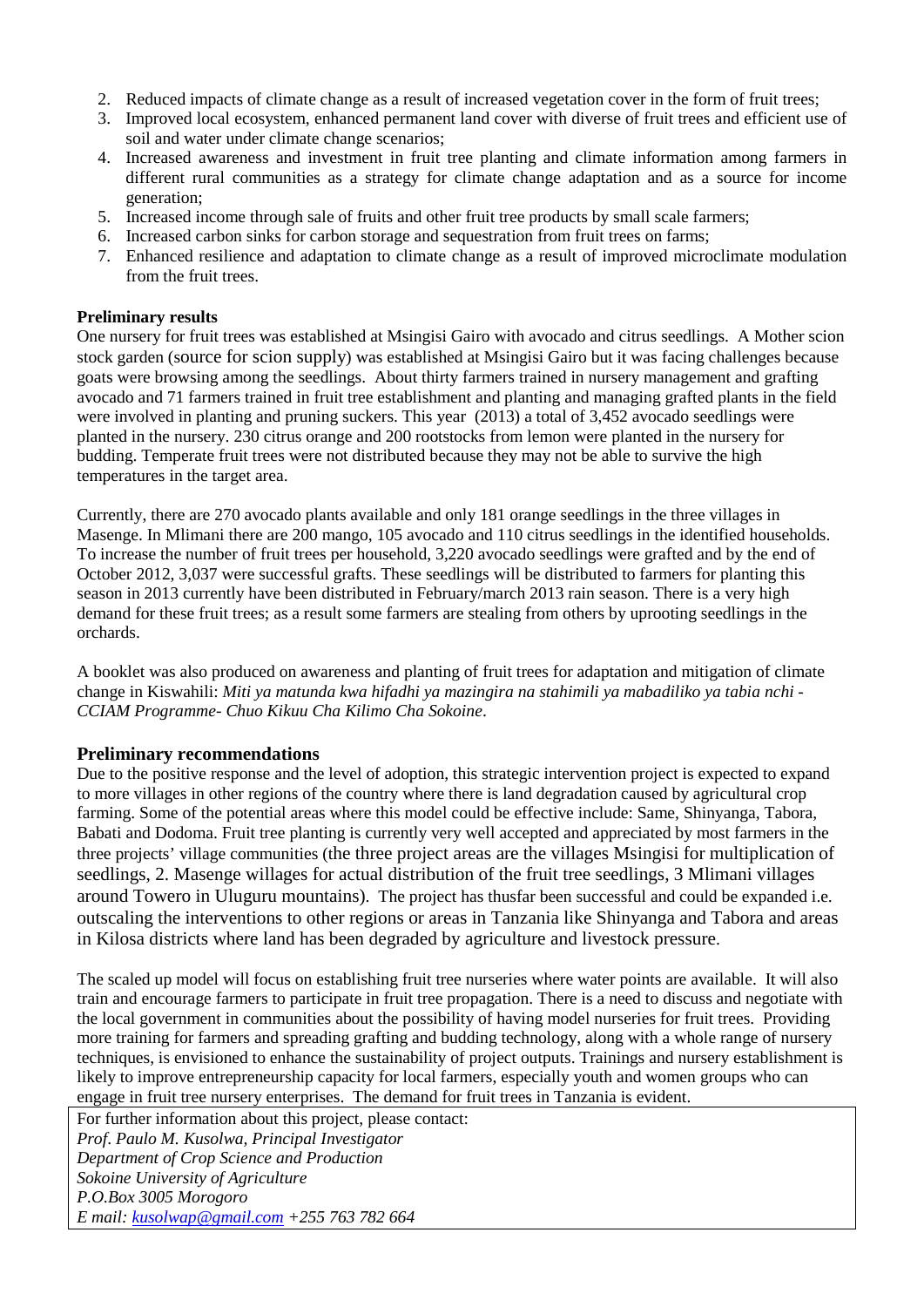2. Reduced impacts of climate change as a result of increased vegetation cover in the form of fruit trees;
3. Improved local ecosystem, enhanced permanent land cover with diverse of fruit trees and efficient use of soil and water under climate change scenarios;
4. Increased awareness and investment in fruit tree planting and climate information among farmers in different rural communities as a strategy for climate change adaptation and as a source for income generation;
5. Increased income through sale of fruits and other fruit tree products by small scale farmers;
6. Increased carbon sinks for carbon storage and sequestration from fruit trees on farms;
7. Enhanced resilience and adaptation to climate change as a result of improved microclimate modulation from the fruit trees.

**Preliminary results**

One nursery for fruit trees was established at Msingisi Gairo with avocado and citrus seedlings. A Mother scion stock garden (source for scion supply) was established at Msingisi Gairo but it was facing challenges because goats were browsing among the seedlings. About thirty farmers trained in nursery management and grafting avocado and 71 farmers trained in fruit tree establishment and planting and managing grafted plants in the field were involved in planting and pruning suckers. This year (2013) a total of 3,452 avocado seedlings were planted in the nursery. 230 citrus orange and 200 rootstocks from lemon were planted in the nursery for budding. Temperate fruit trees were not distributed because they may not be able to survive the high temperatures in the target area.

Currently, there are 270 avocado plants available and only 181 orange seedlings in the three villages in Masenge. In Mlimani there are 200 mango, 105 avocado and 110 citrus seedlings in the identified households. To increase the number of fruit trees per household, 3,220 avocado seedlings were grafted and by the end of October 2012, 3,037 were successful grafts. These seedlings will be distributed to farmers for planting this season in 2013 currently have been distributed in February/march 2013 rain season. There is a very high demand for these fruit trees; as a result some farmers are stealing from others by uprooting seedlings in the orchards.

A booklet was also produced on awareness and planting of fruit trees for adaptation and mitigation of climate change in Kiswahili: *Miti ya matunda kwa hifadhi ya mazingira na stahimili ya mabadiliko ya tabia nchi - CCIAM Programme- Chuo Kikuu Cha Kilimo Cha Sokoine*.

## Preliminary recommendations

Due to the positive response and the level of adoption, this strategic intervention project is expected to expand to more villages in other regions of the country where there is land degradation caused by agricultural crop farming. Some of the potential areas where this model could be effective include: Same, Shinyanga, Tabora, Babati and Dodoma. Fruit tree planting is currently very well accepted and appreciated by most farmers in the three projects' village communities (the three project areas are the villages Msingisi for multiplication of seedlings, 2. Masenge willages for actual distribution of the fruit tree seedlings, 3 Mlimani villages around Towero in Uluguru mountains). The project has thusfar been successful and could be expanded i.e. outscaling the interventions to other regions or areas in Tanzania like Shinyanga and Tabora and areas in Kilosa districts where land has been degraded by agriculture and livestock pressure.

The scaled up model will focus on establishing fruit tree nurseries where water points are available. It will also train and encourage farmers to participate in fruit tree propagation. There is a need to discuss and negotiate with the local government in communities about the possibility of having model nurseries for fruit trees. Providing more training for farmers and spreading grafting and budding technology, along with a whole range of nursery techniques, is envisioned to enhance the sustainability of project outputs. Trainings and nursery establishment is likely to improve entrepreneurship capacity for local farmers, especially youth and women groups who can engage in fruit tree nursery enterprises. The demand for fruit trees in Tanzania is evident.

For further information about this project, please contact:
*Prof. Paulo M. Kusolwa, Principal Investigator*
*Department of Crop Science and Production*
*Sokoine University of Agriculture*
*P.O.Box 3005 Morogoro*
*E mail: kusolwap@gmail.com +255 763 782 664*